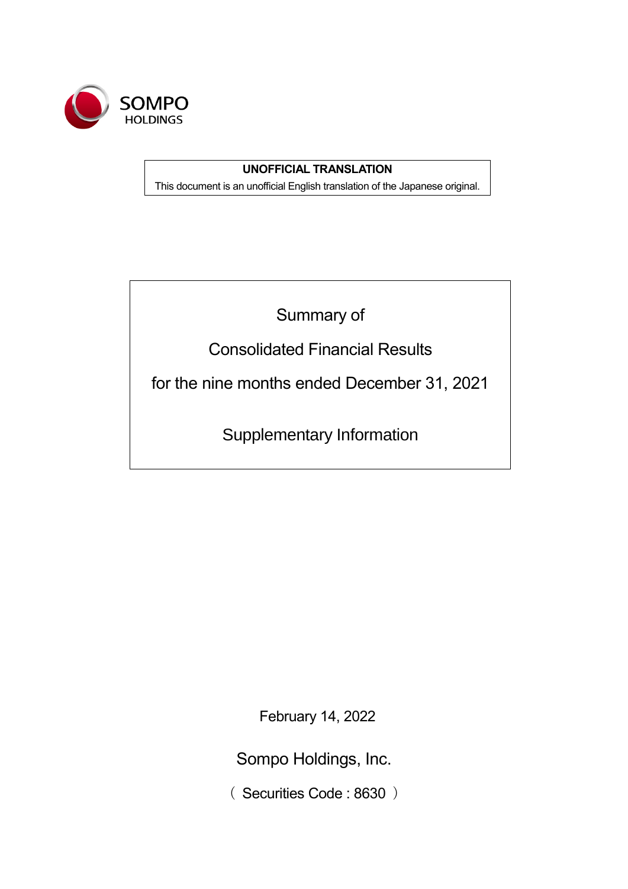SOMPO HOLDINGS

**UNOFFICIAL TRANSLATION**

This document is an unofficial English translation of the Japanese original.

# Summary of Consolidated Financial Results for the nine months ended December 31, 2021

## Supplementary Information

February 14, 2022

Sompo Holdings, Inc.

（ Securities Code : 8630 ）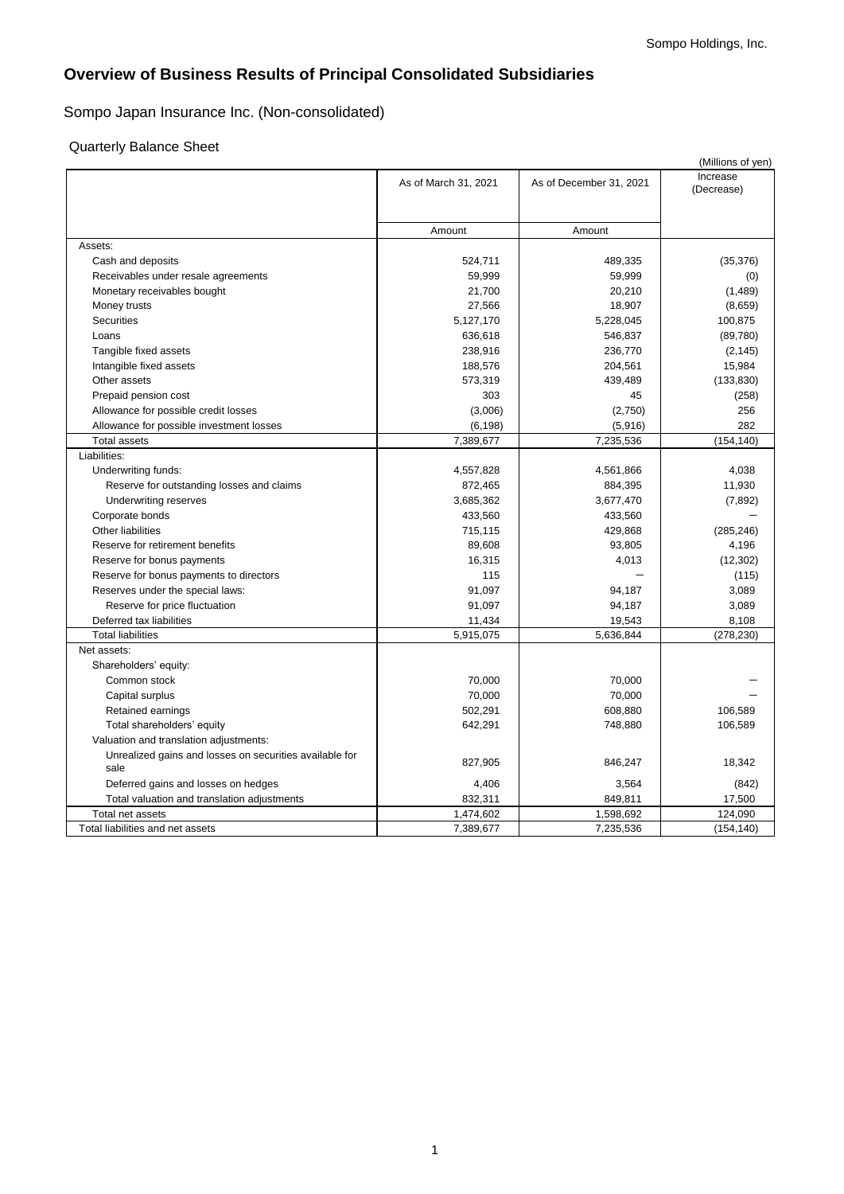# Overview of Business Results of Principal Consolidated Subsidiaries

## Sompo Japan Insurance Inc. (Non-consolidated)

### Quarterly Balance Sheet

(Millions of yen)

| | As of March 31, 2021 | As of December 31, 2021 | Increase (Decrease) |
|---|---|---|---|
| | Amount | Amount | |
| Assets: | | | |
| Cash and deposits | 524,711 | 489,335 | (35,376) |
| Receivables under resale agreements | 59,999 | 59,999 | (0) |
| Monetary receivables bought | 21,700 | 20,210 | (1,489) |
| Money trusts | 27,566 | 18,907 | (8,659) |
| Securities | 5,127,170 | 5,228,045 | 100,875 |
| Loans | 636,618 | 546,837 | (89,780) |
| Tangible fixed assets | 238,916 | 236,770 | (2,145) |
| Intangible fixed assets | 188,576 | 204,561 | 15,984 |
| Other assets | 573,319 | 439,489 | (133,830) |
| Prepaid pension cost | 303 | 45 | (258) |
| Allowance for possible credit losses | (3,006) | (2,750) | 256 |
| Allowance for possible investment losses | (6,198) | (5,916) | 282 |
| Total assets | 7,389,677 | 7,235,536 | (154,140) |
| Liabilities: | | | |
| Underwriting funds: | 4,557,828 | 4,561,866 | 4,038 |
| Reserve for outstanding losses and claims | 872,465 | 884,395 | 11,930 |
| Underwriting reserves | 3,685,362 | 3,677,470 | (7,892) |
| Corporate bonds | 433,560 | 433,560 | – |
| Other liabilities | 715,115 | 429,868 | (285,246) |
| Reserve for retirement benefits | 89,608 | 93,805 | 4,196 |
| Reserve for bonus payments | 16,315 | 4,013 | (12,302) |
| Reserve for bonus payments to directors | 115 | – | (115) |
| Reserves under the special laws: | 91,097 | 94,187 | 3,089 |
| Reserve for price fluctuation | 91,097 | 94,187 | 3,089 |
| Deferred tax liabilities | 11,434 | 19,543 | 8,108 |
| Total liabilities | 5,915,075 | 5,636,844 | (278,230) |
| Net assets: | | | |
| Shareholders' equity: | | | |
| Common stock | 70,000 | 70,000 | – |
| Capital surplus | 70,000 | 70,000 | – |
| Retained earnings | 502,291 | 608,880 | 106,589 |
| Total shareholders' equity | 642,291 | 748,880 | 106,589 |
| Valuation and translation adjustments: | | | |
| Unrealized gains and losses on securities available for sale | 827,905 | 846,247 | 18,342 |
| Deferred gains and losses on hedges | 4,406 | 3,564 | (842) |
| Total valuation and translation adjustments | 832,311 | 849,811 | 17,500 |
| Total net assets | 1,474,602 | 1,598,692 | 124,090 |
| Total liabilities and net assets | 7,389,677 | 7,235,536 | (154,140) |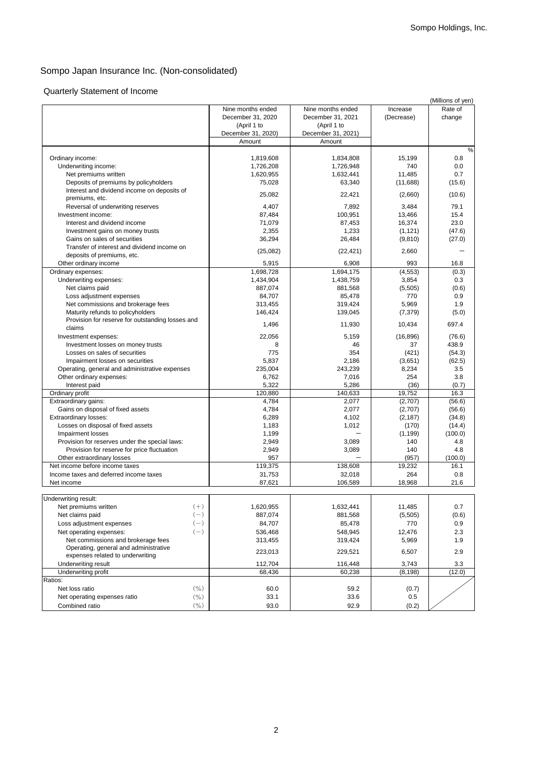# Sompo Japan Insurance Inc. (Non-consolidated)

## Quarterly Statement of Income

(Millions of yen)

| | Nine months ended December 31, 2020 (April 1 to December 31, 2020) Amount | Nine months ended December 31, 2021 (April 1 to December 31, 2021) Amount | Increase (Decrease) | Rate of change |
|---|---|---|---|---|
| | | | | % |
| Ordinary income: | 1,819,608 | 1,834,808 | 15,199 | 0.8 |
| Underwriting income: | 1,726,208 | 1,726,948 | 740 | 0.0 |
| Net premiums written | 1,620,955 | 1,632,441 | 11,485 | 0.7 |
| Deposits of premiums by policyholders | 75,028 | 63,340 | (11,688) | (15.6) |
| Interest and dividend income on deposits of premiums, etc. | 25,082 | 22,421 | (2,660) | (10.6) |
| Reversal of underwriting reserves | 4,407 | 7,892 | 3,484 | 79.1 |
| Investment income: | 87,484 | 100,951 | 13,466 | 15.4 |
| Interest and dividend income | 71,079 | 87,453 | 16,374 | 23.0 |
| Investment gains on money trusts | 2,355 | 1,233 | (1,121) | (47.6) |
| Gains on sales of securities | 36,294 | 26,484 | (9,810) | (27.0) |
| Transfer of interest and dividend income on deposits of premiums, etc. | (25,082) | (22,421) | 2,660 | ― |
| Other ordinary income | 5,915 | 6,908 | 993 | 16.8 |
| Ordinary expenses: | 1,698,728 | 1,694,175 | (4,553) | (0.3) |
| Underwriting expenses: | 1,434,904 | 1,438,759 | 3,854 | 0.3 |
| Net claims paid | 887,074 | 881,568 | (5,505) | (0.6) |
| Loss adjustment expenses | 84,707 | 85,478 | 770 | 0.9 |
| Net commissions and brokerage fees | 313,455 | 319,424 | 5,969 | 1.9 |
| Maturity refunds to policyholders | 146,424 | 139,045 | (7,379) | (5.0) |
| Provision for reserve for outstanding losses and claims | 1,496 | 11,930 | 10,434 | 697.4 |
| Investment expenses: | 22,056 | 5,159 | (16,896) | (76.6) |
| Investment losses on money trusts | 8 | 46 | 37 | 438.9 |
| Losses on sales of securities | 775 | 354 | (421) | (54.3) |
| Impairment losses on securities | 5,837 | 2,186 | (3,651) | (62.5) |
| Operating, general and administrative expenses | 235,004 | 243,239 | 8,234 | 3.5 |
| Other ordinary expenses: | 6,762 | 7,016 | 254 | 3.8 |
| Interest paid | 5,322 | 5,286 | (36) | (0.7) |
| Ordinary profit | 120,880 | 140,633 | 19,752 | 16.3 |
| Extraordinary gains: | 4,784 | 2,077 | (2,707) | (56.6) |
| Gains on disposal of fixed assets | 4,784 | 2,077 | (2,707) | (56.6) |
| Extraordinary losses: | 6,289 | 4,102 | (2,187) | (34.8) |
| Losses on disposal of fixed assets | 1,183 | 1,012 | (170) | (14.4) |
| Impairment losses | 1,199 | ― | (1,199) | (100.0) |
| Provision for reserves under the special laws: | 2,949 | 3,089 | 140 | 4.8 |
| Provision for reserve for price fluctuation | 2,949 | 3,089 | 140 | 4.8 |
| Other extraordinary losses | 957 | ― | (957) | (100.0) |
| Net income before income taxes | 119,375 | 138,608 | 19,232 | 16.1 |
| Income taxes and deferred income taxes | 31,753 | 32,018 | 264 | 0.8 |
| Net income | 87,621 | 106,589 | 18,968 | 21.6 |

| | | | | | |
|---|---|---|---|---|---|
| Underwriting result: | | | | | |
| Net premiums written | (+) | 1,620,955 | 1,632,441 | 11,485 | 0.7 |
| Net claims paid | (−) | 887,074 | 881,568 | (5,505) | (0.6) |
| Loss adjustment expenses | (−) | 84,707 | 85,478 | 770 | 0.9 |
| Net operating expenses: | (−) | 536,468 | 548,945 | 12,476 | 2.3 |
| Net commissions and brokerage fees | | 313,455 | 319,424 | 5,969 | 1.9 |
| Operating, general and administrative expenses related to underwriting | | 223,013 | 229,521 | 6,507 | 2.9 |
| Underwriting result | | 112,704 | 116,448 | 3,743 | 3.3 |
| Underwriting profit | | 68,436 | 60,238 | (8,198) | (12.0) |
| Ratios: | | | | | |
| Net loss ratio | (%) | 60.0 | 59.2 | (0.7) | |
| Net operating expenses ratio | (%) | 33.1 | 33.6 | 0.5 | |
| Combined ratio | (%) | 93.0 | 92.9 | (0.2) | |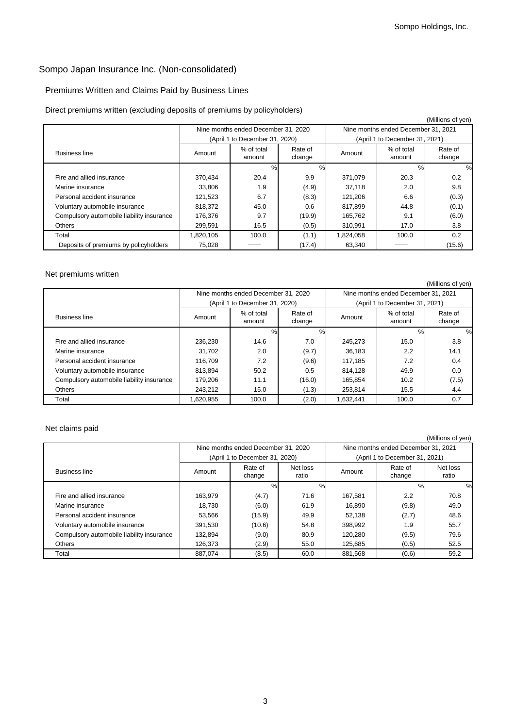## Sompo Japan Insurance Inc. (Non-consolidated)

### Premiums Written and Claims Paid by Business Lines

Direct premiums written (excluding deposits of premiums by policyholders)

(Millions of yen)

| Business line | Nine months ended December 31, 2020 (April 1 to December 31, 2020) | | | Nine months ended December 31, 2021 (April 1 to December 31, 2021) | | |
|---|---|---|---|---|---|---|
| | Amount | % of total amount | Rate of change | Amount | % of total amount | Rate of change |
| | | % | % | | % | % |
| Fire and allied insurance | 370,434 | 20.4 | 9.9 | 371,079 | 20.3 | 0.2 |
| Marine insurance | 33,806 | 1.9 | (4.9) | 37,118 | 2.0 | 9.8 |
| Personal accident insurance | 121,523 | 6.7 | (8.3) | 121,206 | 6.6 | (0.3) |
| Voluntary automobile insurance | 818,372 | 45.0 | 0.6 | 817,899 | 44.8 | (0.1) |
| Compulsory automobile liability insurance | 176,376 | 9.7 | (19.9) | 165,762 | 9.1 | (6.0) |
| Others | 299,591 | 16.5 | (0.5) | 310,991 | 17.0 | 3.8 |
| Total | 1,820,105 | 100.0 | (1.1) | 1,824,058 | 100.0 | 0.2 |
| Deposits of premiums by policyholders | 75,028 | —— | (17.4) | 63,340 | —— | (15.6) |

Net premiums written

(Millions of yen)

| Business line | Nine months ended December 31, 2020 (April 1 to December 31, 2020) | | | Nine months ended December 31, 2021 (April 1 to December 31, 2021) | | |
|---|---|---|---|---|---|---|
| | Amount | % of total amount | Rate of change | Amount | % of total amount | Rate of change |
| | | % | % | | % | % |
| Fire and allied insurance | 236,230 | 14.6 | 7.0 | 245,273 | 15.0 | 3.8 |
| Marine insurance | 31,702 | 2.0 | (9.7) | 36,183 | 2.2 | 14.1 |
| Personal accident insurance | 116,709 | 7.2 | (9.6) | 117,185 | 7.2 | 0.4 |
| Voluntary automobile insurance | 813,894 | 50.2 | 0.5 | 814,128 | 49.9 | 0.0 |
| Compulsory automobile liability insurance | 179,206 | 11.1 | (16.0) | 165,854 | 10.2 | (7.5) |
| Others | 243,212 | 15.0 | (1.3) | 253,814 | 15.5 | 4.4 |
| Total | 1,620,955 | 100.0 | (2.0) | 1,632,441 | 100.0 | 0.7 |

Net claims paid

(Millions of yen)

| Business line | Nine months ended December 31, 2020 (April 1 to December 31, 2020) | | | Nine months ended December 31, 2021 (April 1 to December 31, 2021) | | |
|---|---|---|---|---|---|---|
| | Amount | Rate of change | Net loss ratio | Amount | Rate of change | Net loss ratio |
| | | % | % | | % | % |
| Fire and allied insurance | 163,979 | (4.7) | 71.6 | 167,581 | 2.2 | 70.8 |
| Marine insurance | 18,730 | (6.0) | 61.9 | 16,890 | (9.8) | 49.0 |
| Personal accident insurance | 53,566 | (15.9) | 49.9 | 52,138 | (2.7) | 48.6 |
| Voluntary automobile insurance | 391,530 | (10.6) | 54.8 | 398,992 | 1.9 | 55.7 |
| Compulsory automobile liability insurance | 132,894 | (9.0) | 80.9 | 120,280 | (9.5) | 79.6 |
| Others | 126,373 | (2.9) | 55.0 | 125,685 | (0.5) | 52.5 |
| Total | 887,074 | (8.5) | 60.0 | 881,568 | (0.6) | 59.2 |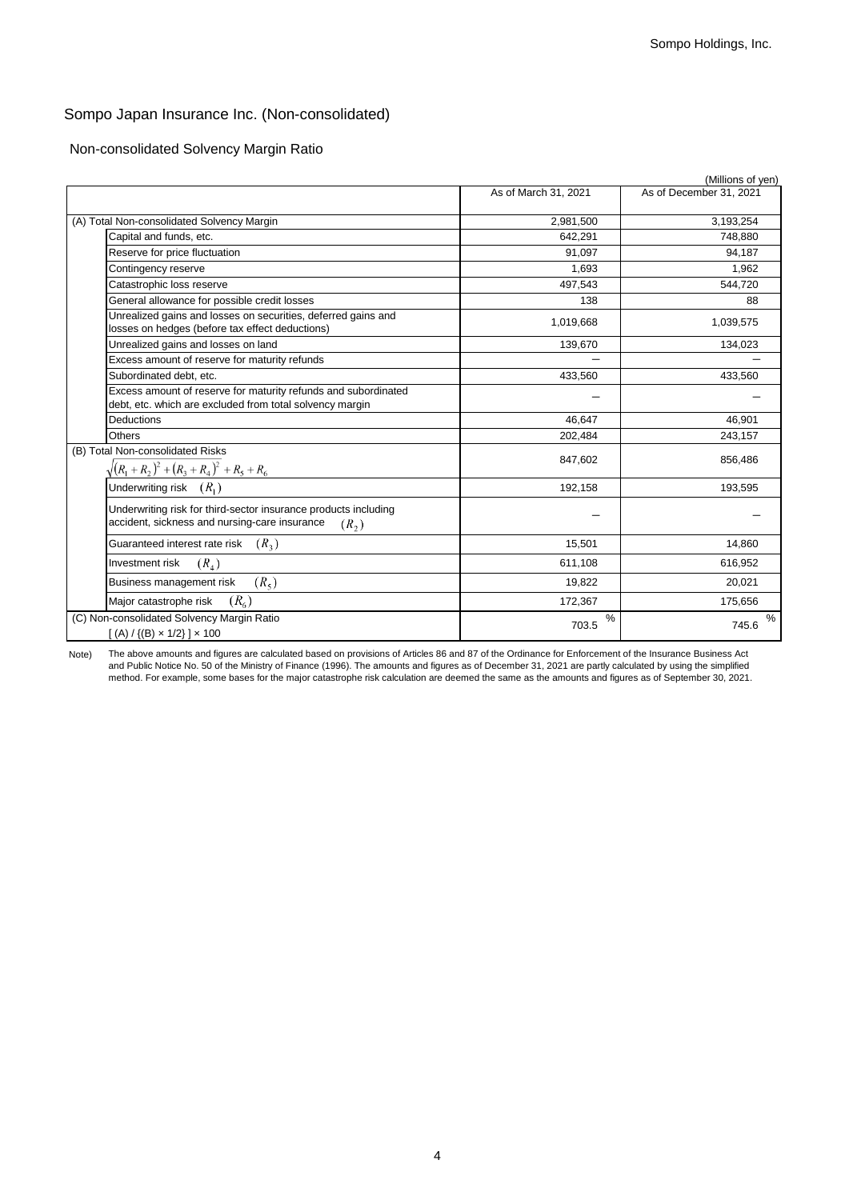## Sompo Japan Insurance Inc. (Non-consolidated)

### Non-consolidated Solvency Margin Ratio

(Millions of yen)

| | | As of March 31, 2021 | As of December 31, 2021 |
|---|---|---|---|
| (A) Total Non-consolidated Solvency Margin | | 2,981,500 | 3,193,254 |
| | Capital and funds, etc. | 642,291 | 748,880 |
| | Reserve for price fluctuation | 91,097 | 94,187 |
| | Contingency reserve | 1,693 | 1,962 |
| | Catastrophic loss reserve | 497,543 | 544,720 |
| | General allowance for possible credit losses | 138 | 88 |
| | Unrealized gains and losses on securities, deferred gains and losses on hedges (before tax effect deductions) | 1,019,668 | 1,039,575 |
| | Unrealized gains and losses on land | 139,670 | 134,023 |
| | Excess amount of reserve for maturity refunds | — | — |
| | Subordinated debt, etc. | 433,560 | 433,560 |
| | Excess amount of reserve for maturity refunds and subordinated debt, etc. which are excluded from total solvency margin | — | — |
| | Deductions | 46,647 | 46,901 |
| | Others | 202,484 | 243,157 |
| (B) Total Non-consolidated Risks $\sqrt{(R_1+R_2)^2+(R_3+R_4)^2}+R_5+R_6$ | | 847,602 | 856,486 |
| | Underwriting risk $(R_1)$ | 192,158 | 193,595 |
| | Underwriting risk for third-sector insurance products including accident, sickness and nursing-care insurance $(R_2)$ | — | — |
| | Guaranteed interest rate risk $(R_3)$ | 15,501 | 14,860 |
| | Investment risk $(R_4)$ | 611,108 | 616,952 |
| | Business management risk $(R_5)$ | 19,822 | 20,021 |
| | Major catastrophe risk $(R_6)$ | 172,367 | 175,656 |
| (C) Non-consolidated Solvency Margin Ratio [ (A) / {(B) × 1/2} ] × 100 | | 703.5 % | 745.6 % |

Note) The above amounts and figures are calculated based on provisions of Articles 86 and 87 of the Ordinance for Enforcement of the Insurance Business Act and Public Notice No. 50 of the Ministry of Finance (1996). The amounts and figures as of December 31, 2021 are partly calculated by using the simplified method. For example, some bases for the major catastrophe risk calculation are deemed the same as the amounts and figures as of September 30, 2021.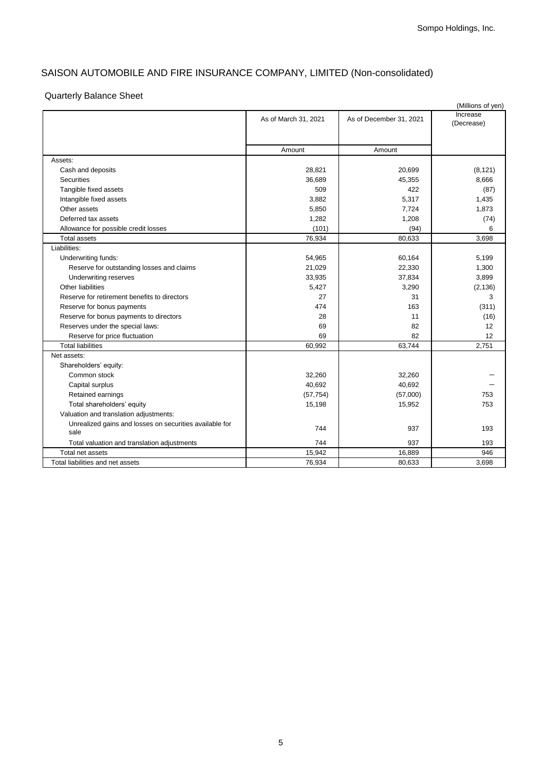# SAISON AUTOMOBILE AND FIRE INSURANCE COMPANY, LIMITED (Non-consolidated)

## Quarterly Balance Sheet

(Millions of yen)

| | As of March 31, 2021 | As of December 31, 2021 | Increase (Decrease) |
|---|---|---|---|
| | Amount | Amount | |
| Assets: | | | |
| Cash and deposits | 28,821 | 20,699 | (8,121) |
| Securities | 36,689 | 45,355 | 8,666 |
| Tangible fixed assets | 509 | 422 | (87) |
| Intangible fixed assets | 3,882 | 5,317 | 1,435 |
| Other assets | 5,850 | 7,724 | 1,873 |
| Deferred tax assets | 1,282 | 1,208 | (74) |
| Allowance for possible credit losses | (101) | (94) | 6 |
| Total assets | 76,934 | 80,633 | 3,698 |
| Liabilities: | | | |
| Underwriting funds: | 54,965 | 60,164 | 5,199 |
| Reserve for outstanding losses and claims | 21,029 | 22,330 | 1,300 |
| Underwriting reserves | 33,935 | 37,834 | 3,899 |
| Other liabilities | 5,427 | 3,290 | (2,136) |
| Reserve for retirement benefits to directors | 27 | 31 | 3 |
| Reserve for bonus payments | 474 | 163 | (311) |
| Reserve for bonus payments to directors | 28 | 11 | (16) |
| Reserves under the special laws: | 69 | 82 | 12 |
| Reserve for price fluctuation | 69 | 82 | 12 |
| Total liabilities | 60,992 | 63,744 | 2,751 |
| Net assets: | | | |
| Shareholders' equity: | | | |
| Common stock | 32,260 | 32,260 | － |
| Capital surplus | 40,692 | 40,692 | － |
| Retained earnings | (57,754) | (57,000) | 753 |
| Total shareholders' equity | 15,198 | 15,952 | 753 |
| Valuation and translation adjustments: | | | |
| Unrealized gains and losses on securities available for sale | 744 | 937 | 193 |
| Total valuation and translation adjustments | 744 | 937 | 193 |
| Total net assets | 15,942 | 16,889 | 946 |
| Total liabilities and net assets | 76,934 | 80,633 | 3,698 |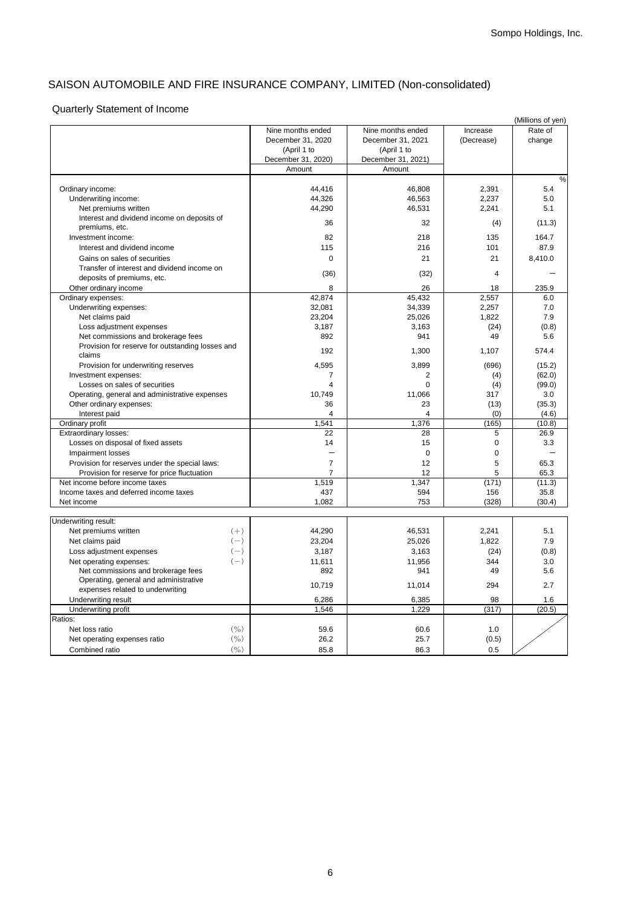# SAISON AUTOMOBILE AND FIRE INSURANCE COMPANY, LIMITED (Non-consolidated)

## Quarterly Statement of Income

(Millions of yen)

| | Nine months ended December 31, 2020 (April 1 to December 31, 2020) | Nine months ended December 31, 2021 (April 1 to December 31, 2021) | Increase (Decrease) | Rate of change |
|---|---|---|---|---|
| | Amount | Amount | | |
| | | | | % |
| Ordinary income: | 44,416 | 46,808 | 2,391 | 5.4 |
| Underwriting income: | 44,326 | 46,563 | 2,237 | 5.0 |
| Net premiums written | 44,290 | 46,531 | 2,241 | 5.1 |
| Interest and dividend income on deposits of premiums, etc. | 36 | 32 | (4) | (11.3) |
| Investment income: | 82 | 218 | 135 | 164.7 |
| Interest and dividend income | 115 | 216 | 101 | 87.9 |
| Gains on sales of securities | 0 | 21 | 21 | 8,410.0 |
| Transfer of interest and dividend income on deposits of premiums, etc. | (36) | (32) | 4 | − |
| Other ordinary income | 8 | 26 | 18 | 235.9 |
| Ordinary expenses: | 42,874 | 45,432 | 2,557 | 6.0 |
| Underwriting expenses: | 32,081 | 34,339 | 2,257 | 7.0 |
| Net claims paid | 23,204 | 25,026 | 1,822 | 7.9 |
| Loss adjustment expenses | 3,187 | 3,163 | (24) | (0.8) |
| Net commissions and brokerage fees | 892 | 941 | 49 | 5.6 |
| Provision for reserve for outstanding losses and claims | 192 | 1,300 | 1,107 | 574.4 |
| Provision for underwriting reserves | 4,595 | 3,899 | (696) | (15.2) |
| Investment expenses: | 7 | 2 | (4) | (62.0) |
| Losses on sales of securities | 4 | 0 | (4) | (99.0) |
| Operating, general and administrative expenses | 10,749 | 11,066 | 317 | 3.0 |
| Other ordinary expenses: | 36 | 23 | (13) | (35.3) |
| Interest paid | 4 | 4 | (0) | (4.6) |
| Ordinary profit | 1,541 | 1,376 | (165) | (10.8) |
| Extraordinary losses: | 22 | 28 | 5 | 26.9 |
| Losses on disposal of fixed assets | 14 | 15 | 0 | 3.3 |
| Impairment losses | − | 0 | 0 | − |
| Provision for reserves under the special laws: | 7 | 12 | 5 | 65.3 |
| Provision for reserve for price fluctuation | 7 | 12 | 5 | 65.3 |
| Net income before income taxes | 1,519 | 1,347 | (171) | (11.3) |
| Income taxes and deferred income taxes | 437 | 594 | 156 | 35.8 |
| Net income | 1,082 | 753 | (328) | (30.4) |

| | | | | | |
|---|---|---|---|---|---|
| Underwriting result: | | | | | |
| Net premiums written | (+) | 44,290 | 46,531 | 2,241 | 5.1 |
| Net claims paid | (−) | 23,204 | 25,026 | 1,822 | 7.9 |
| Loss adjustment expenses | (−) | 3,187 | 3,163 | (24) | (0.8) |
| Net operating expenses: | (−) | 11,611 | 11,956 | 344 | 3.0 |
| Net commissions and brokerage fees | | 892 | 941 | 49 | 5.6 |
| Operating, general and administrative expenses related to underwriting | | 10,719 | 11,014 | 294 | 2.7 |
| Underwriting result | | 6,286 | 6,385 | 98 | 1.6 |
| Underwriting profit | | 1,546 | 1,229 | (317) | (20.5) |
| Ratios: | | | | | |
| Net loss ratio | (%) | 59.6 | 60.6 | 1.0 | |
| Net operating expenses ratio | (%) | 26.2 | 25.7 | (0.5) | |
| Combined ratio | (%) | 85.8 | 86.3 | 0.5 | |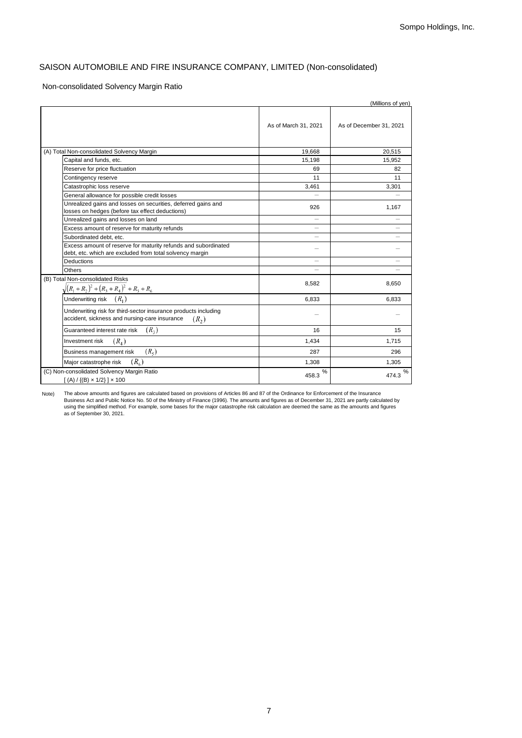## SAISON AUTOMOBILE AND FIRE INSURANCE COMPANY, LIMITED (Non-consolidated)

### Non-consolidated Solvency Margin Ratio

(Millions of yen)

| | As of March 31, 2021 | As of December 31, 2021 |
|---|---|---|
| (A) Total Non-consolidated Solvency Margin | 19,668 | 20,515 |
| Capital and funds, etc. | 15,198 | 15,952 |
| Reserve for price fluctuation | 69 | 82 |
| Contingency reserve | 11 | 11 |
| Catastrophic loss reserve | 3,461 | 3,301 |
| General allowance for possible credit losses | － | － |
| Unrealized gains and losses on securities, deferred gains and losses on hedges (before tax effect deductions) | 926 | 1,167 |
| Unrealized gains and losses on land | － | － |
| Excess amount of reserve for maturity refunds | － | － |
| Subordinated debt, etc. | － | － |
| Excess amount of reserve for maturity refunds and subordinated debt, etc. which are excluded from total solvency margin | － | － |
| Deductions | － | － |
| Others | － | － |
| (B) Total Non-consolidated Risks $\sqrt{(R_1+R_2)^2+(R_3+R_4)^2}+R_5+R_6$ | 8,582 | 8,650 |
| Underwriting risk $(R_1)$ | 6,833 | 6,833 |
| Underwriting risk for third-sector insurance products including accident, sickness and nursing-care insurance $(R_2)$ | － | － |
| Guaranteed interest rate risk $(R_3)$ | 16 | 15 |
| Investment risk $(R_4)$ | 1,434 | 1,715 |
| Business management risk $(R_5)$ | 287 | 296 |
| Major catastrophe risk $(R_6)$ | 1,308 | 1,305 |
| (C) Non-consolidated Solvency Margin Ratio [ (A) / {(B) × 1/2} ] × 100 | 458.3 % | 474.3 % |

Note) The above amounts and figures are calculated based on provisions of Articles 86 and 87 of the Ordinance for Enforcement of the Insurance Business Act and Public Notice No. 50 of the Ministry of Finance (1996). The amounts and figures as of December 31, 2021 are partly calculated by using the simplified method. For example, some bases for the major catastrophe risk calculation are deemed the same as the amounts and figures as of September 30, 2021.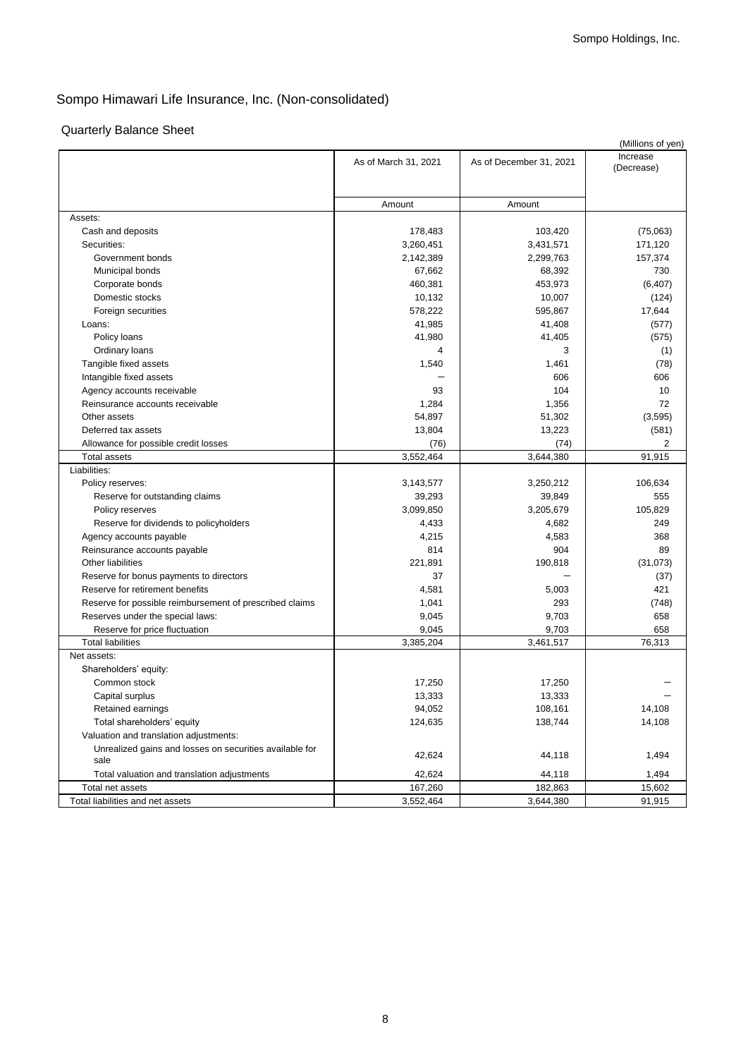# Sompo Himawari Life Insurance, Inc. (Non-consolidated)

## Quarterly Balance Sheet

(Millions of yen)

| | As of March 31, 2021 | As of December 31, 2021 | Increase (Decrease) |
|---|---|---|---|
| | Amount | Amount | |
| Assets: | | | |
| Cash and deposits | 178,483 | 103,420 | (75,063) |
| Securities: | 3,260,451 | 3,431,571 | 171,120 |
| Government bonds | 2,142,389 | 2,299,763 | 157,374 |
| Municipal bonds | 67,662 | 68,392 | 730 |
| Corporate bonds | 460,381 | 453,973 | (6,407) |
| Domestic stocks | 10,132 | 10,007 | (124) |
| Foreign securities | 578,222 | 595,867 | 17,644 |
| Loans: | 41,985 | 41,408 | (577) |
| Policy loans | 41,980 | 41,405 | (575) |
| Ordinary loans | 4 | 3 | (1) |
| Tangible fixed assets | 1,540 | 1,461 | (78) |
| Intangible fixed assets | — | 606 | 606 |
| Agency accounts receivable | 93 | 104 | 10 |
| Reinsurance accounts receivable | 1,284 | 1,356 | 72 |
| Other assets | 54,897 | 51,302 | (3,595) |
| Deferred tax assets | 13,804 | 13,223 | (581) |
| Allowance for possible credit losses | (76) | (74) | 2 |
| Total assets | 3,552,464 | 3,644,380 | 91,915 |
| Liabilities: | | | |
| Policy reserves: | 3,143,577 | 3,250,212 | 106,634 |
| Reserve for outstanding claims | 39,293 | 39,849 | 555 |
| Policy reserves | 3,099,850 | 3,205,679 | 105,829 |
| Reserve for dividends to policyholders | 4,433 | 4,682 | 249 |
| Agency accounts payable | 4,215 | 4,583 | 368 |
| Reinsurance accounts payable | 814 | 904 | 89 |
| Other liabilities | 221,891 | 190,818 | (31,073) |
| Reserve for bonus payments to directors | 37 | — | (37) |
| Reserve for retirement benefits | 4,581 | 5,003 | 421 |
| Reserve for possible reimbursement of prescribed claims | 1,041 | 293 | (748) |
| Reserves under the special laws: | 9,045 | 9,703 | 658 |
| Reserve for price fluctuation | 9,045 | 9,703 | 658 |
| Total liabilities | 3,385,204 | 3,461,517 | 76,313 |
| Net assets: | | | |
| Shareholders' equity: | | | |
| Common stock | 17,250 | 17,250 | — |
| Capital surplus | 13,333 | 13,333 | — |
| Retained earnings | 94,052 | 108,161 | 14,108 |
| Total shareholders' equity | 124,635 | 138,744 | 14,108 |
| Valuation and translation adjustments: | | | |
| Unrealized gains and losses on securities available for sale | 42,624 | 44,118 | 1,494 |
| Total valuation and translation adjustments | 42,624 | 44,118 | 1,494 |
| Total net assets | 167,260 | 182,863 | 15,602 |
| Total liabilities and net assets | 3,552,464 | 3,644,380 | 91,915 |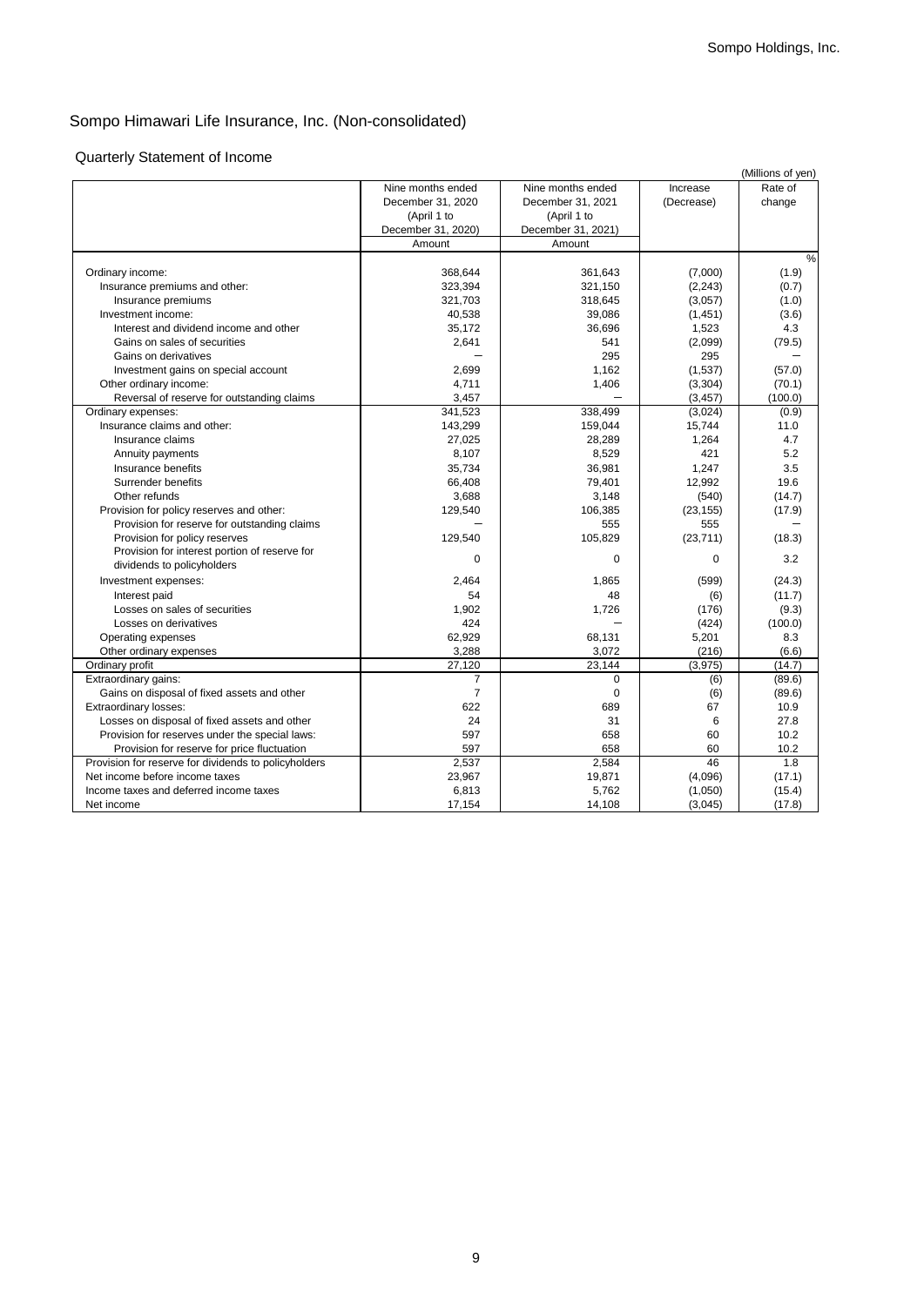## Sompo Himawari Life Insurance, Inc. (Non-consolidated)

### Quarterly Statement of Income

(Millions of yen)

| | Nine months ended December 31, 2020 (April 1 to December 31, 2020) | Nine months ended December 31, 2021 (April 1 to December 31, 2021) | Increase (Decrease) | Rate of change |
|---|---|---|---|---|
| | Amount | Amount | | |
| | | | | % |
| Ordinary income: | 368,644 | 361,643 | (7,000) | (1.9) |
| Insurance premiums and other: | 323,394 | 321,150 | (2,243) | (0.7) |
| Insurance premiums | 321,703 | 318,645 | (3,057) | (1.0) |
| Investment income: | 40,538 | 39,086 | (1,451) | (3.6) |
| Interest and dividend income and other | 35,172 | 36,696 | 1,523 | 4.3 |
| Gains on sales of securities | 2,641 | 541 | (2,099) | (79.5) |
| Gains on derivatives | — | 295 | 295 | — |
| Investment gains on special account | 2,699 | 1,162 | (1,537) | (57.0) |
| Other ordinary income: | 4,711 | 1,406 | (3,304) | (70.1) |
| Reversal of reserve for outstanding claims | 3,457 | — | (3,457) | (100.0) |
| Ordinary expenses: | 341,523 | 338,499 | (3,024) | (0.9) |
| Insurance claims and other: | 143,299 | 159,044 | 15,744 | 11.0 |
| Insurance claims | 27,025 | 28,289 | 1,264 | 4.7 |
| Annuity payments | 8,107 | 8,529 | 421 | 5.2 |
| Insurance benefits | 35,734 | 36,981 | 1,247 | 3.5 |
| Surrender benefits | 66,408 | 79,401 | 12,992 | 19.6 |
| Other refunds | 3,688 | 3,148 | (540) | (14.7) |
| Provision for policy reserves and other: | 129,540 | 106,385 | (23,155) | (17.9) |
| Provision for reserve for outstanding claims | — | 555 | 555 | — |
| Provision for policy reserves | 129,540 | 105,829 | (23,711) | (18.3) |
| Provision for interest portion of reserve for dividends to policyholders | 0 | 0 | 0 | 3.2 |
| Investment expenses: | 2,464 | 1,865 | (599) | (24.3) |
| Interest paid | 54 | 48 | (6) | (11.7) |
| Losses on sales of securities | 1,902 | 1,726 | (176) | (9.3) |
| Losses on derivatives | 424 | — | (424) | (100.0) |
| Operating expenses | 62,929 | 68,131 | 5,201 | 8.3 |
| Other ordinary expenses | 3,288 | 3,072 | (216) | (6.6) |
| Ordinary profit | 27,120 | 23,144 | (3,975) | (14.7) |
| Extraordinary gains: | 7 | 0 | (6) | (89.6) |
| Gains on disposal of fixed assets and other | 7 | 0 | (6) | (89.6) |
| Extraordinary losses: | 622 | 689 | 67 | 10.9 |
| Losses on disposal of fixed assets and other | 24 | 31 | 6 | 27.8 |
| Provision for reserves under the special laws: | 597 | 658 | 60 | 10.2 |
| Provision for reserve for price fluctuation | 597 | 658 | 60 | 10.2 |
| Provision for reserve for dividends to policyholders | 2,537 | 2,584 | 46 | 1.8 |
| Net income before income taxes | 23,967 | 19,871 | (4,096) | (17.1) |
| Income taxes and deferred income taxes | 6,813 | 5,762 | (1,050) | (15.4) |
| Net income | 17,154 | 14,108 | (3,045) | (17.8) |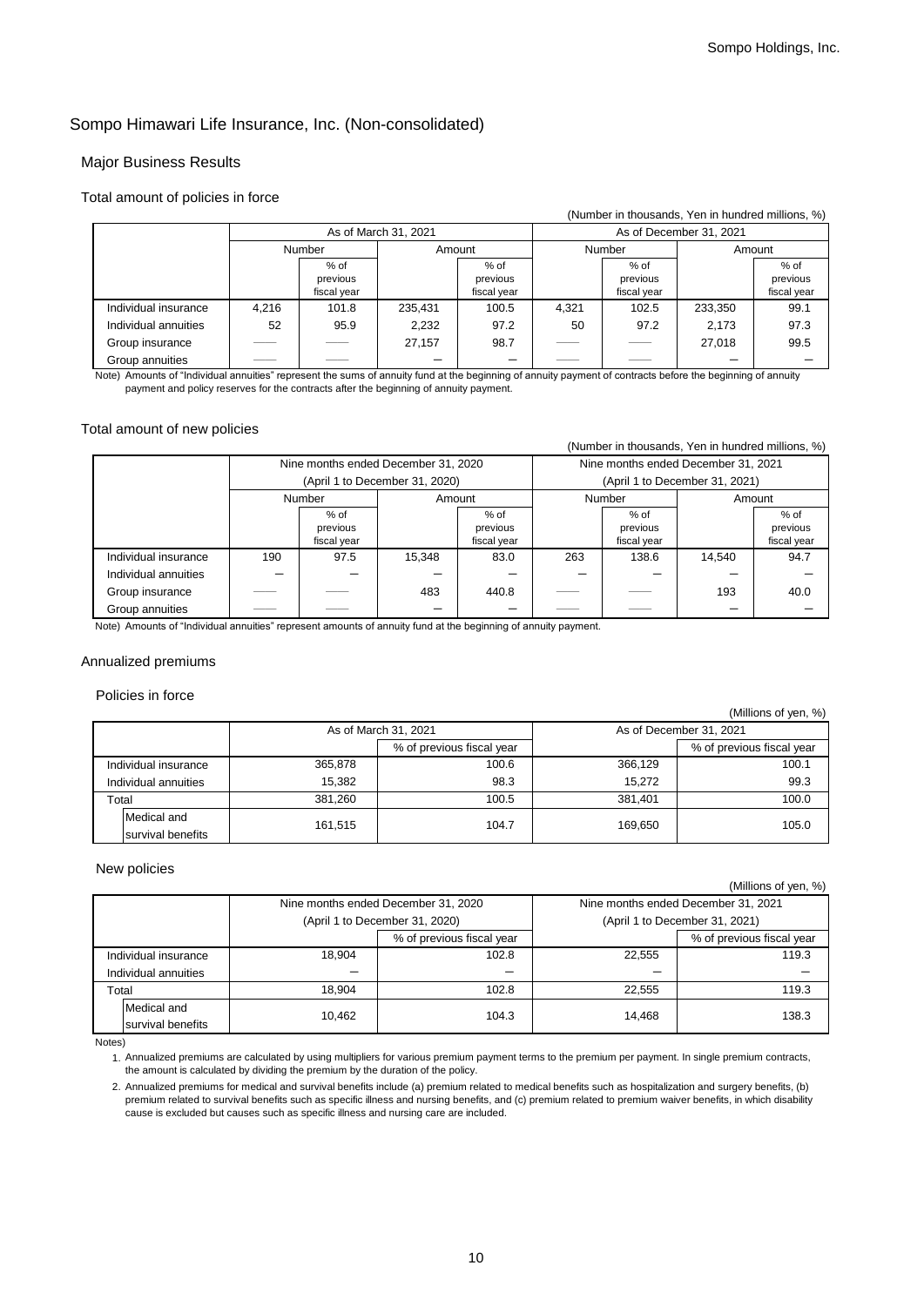# Sompo Himawari Life Insurance, Inc. (Non-consolidated)

## Major Business Results

### Total amount of policies in force

(Number in thousands, Yen in hundred millions, %)

| | As of March 31, 2021 | | | | As of December 31, 2021 | | | |
|---|---|---|---|---|---|---|---|---|
| | Number | | Amount | | Number | | Amount | |
| | | % of previous fiscal year | | % of previous fiscal year | | % of previous fiscal year | | % of previous fiscal year |
| Individual insurance | 4,216 | 101.8 | 235,431 | 100.5 | 4,321 | 102.5 | 233,350 | 99.1 |
| Individual annuities | 52 | 95.9 | 2,232 | 97.2 | 50 | 97.2 | 2,173 | 97.3 |
| Group insurance | —— | —— | 27,157 | 98.7 | —— | —— | 27,018 | 99.5 |
| Group annuities | —— | —— | — | — | —— | —— | — | — |

Note) Amounts of "Individual annuities" represent the sums of annuity fund at the beginning of annuity payment of contracts before the beginning of annuity payment and policy reserves for the contracts after the beginning of annuity payment.

### Total amount of new policies

(Number in thousands, Yen in hundred millions, %)

| | Nine months ended December 31, 2020 (April 1 to December 31, 2020) | | | | Nine months ended December 31, 2021 (April 1 to December 31, 2021) | | | |
|---|---|---|---|---|---|---|---|---|
| | Number | | Amount | | Number | | Amount | |
| | | % of previous fiscal year | | % of previous fiscal year | | % of previous fiscal year | | % of previous fiscal year |
| Individual insurance | 190 | 97.5 | 15,348 | 83.0 | 263 | 138.6 | 14,540 | 94.7 |
| Individual annuities | — | — | — | — | — | — | — | — |
| Group insurance | —— | —— | 483 | 440.8 | —— | —— | 193 | 40.0 |
| Group annuities | —— | —— | — | — | —— | —— | — | — |

Note) Amounts of "Individual annuities" represent amounts of annuity fund at the beginning of annuity payment.

### Annualized premiums

#### Policies in force

(Millions of yen, %)

| | As of March 31, 2021 | | As of December 31, 2021 | |
|---|---|---|---|---|
| | | % of previous fiscal year | | % of previous fiscal year |
| Individual insurance | 365,878 | 100.6 | 366,129 | 100.1 |
| Individual annuities | 15,382 | 98.3 | 15,272 | 99.3 |
| Total | 381,260 | 100.5 | 381,401 | 100.0 |
| Medical and survival benefits | 161,515 | 104.7 | 169,650 | 105.0 |

#### New policies

(Millions of yen, %)

| | Nine months ended December 31, 2020 (April 1 to December 31, 2020) | | Nine months ended December 31, 2021 (April 1 to December 31, 2021) | |
|---|---|---|---|---|
| | | % of previous fiscal year | | % of previous fiscal year |
| Individual insurance | 18,904 | 102.8 | 22,555 | 119.3 |
| Individual annuities | — | — | — | — |
| Total | 18,904 | 102.8 | 22,555 | 119.3 |
| Medical and survival benefits | 10,462 | 104.3 | 14,468 | 138.3 |

Notes)

1. Annualized premiums are calculated by using multipliers for various premium payment terms to the premium per payment. In single premium contracts, the amount is calculated by dividing the premium by the duration of the policy.
2. Annualized premiums for medical and survival benefits include (a) premium related to medical benefits such as hospitalization and surgery benefits, (b) premium related to survival benefits such as specific illness and nursing benefits, and (c) premium related to premium waiver benefits, in which disability cause is excluded but causes such as specific illness and nursing care are included.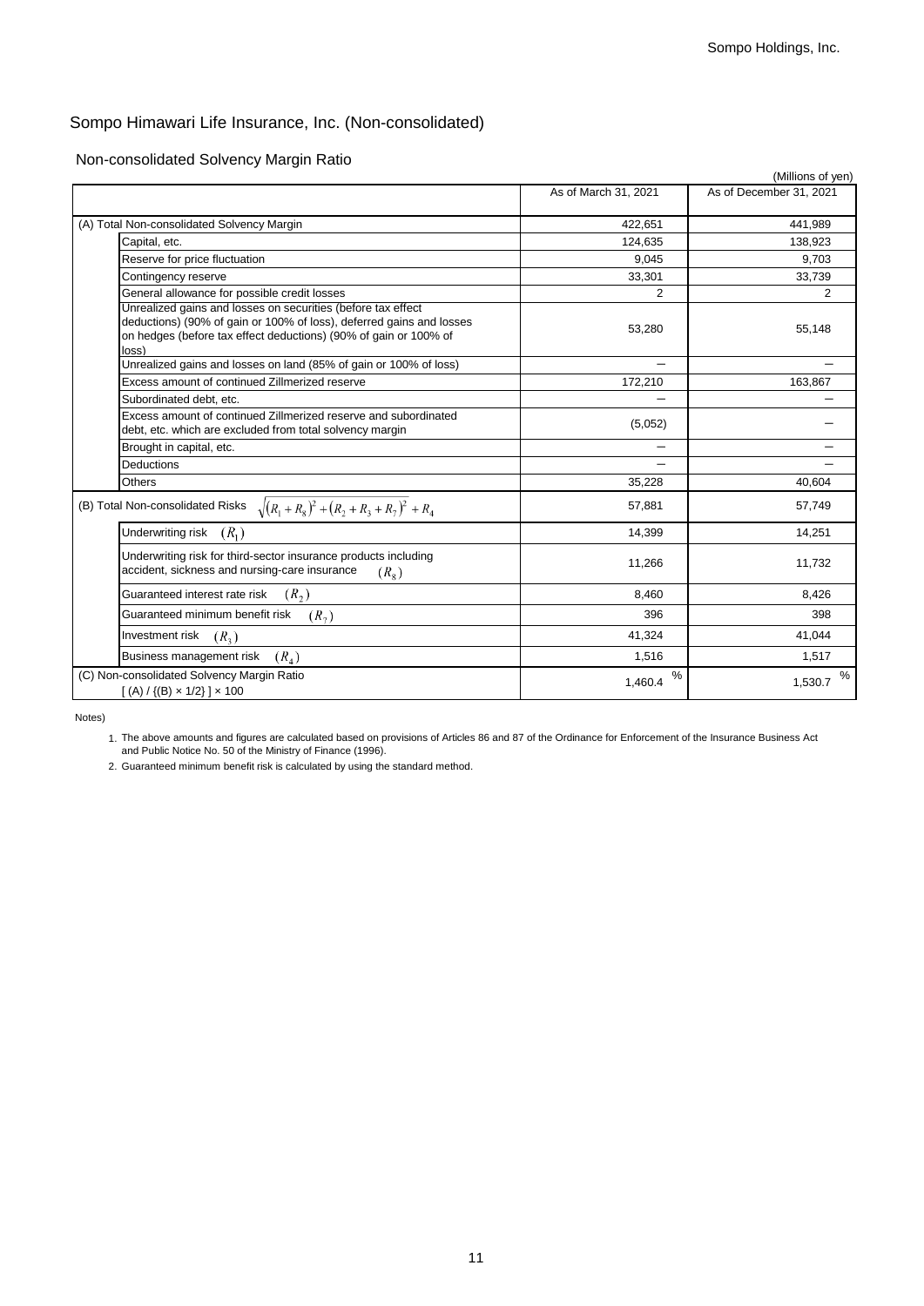## Sompo Himawari Life Insurance, Inc. (Non-consolidated)

### Non-consolidated Solvency Margin Ratio

(Millions of yen)

| | As of March 31, 2021 | As of December 31, 2021 |
|---|---|---|
| (A) Total Non-consolidated Solvency Margin | 422,651 | 441,989 |
| Capital, etc. | 124,635 | 138,923 |
| Reserve for price fluctuation | 9,045 | 9,703 |
| Contingency reserve | 33,301 | 33,739 |
| General allowance for possible credit losses | 2 | 2 |
| Unrealized gains and losses on securities (before tax effect deductions) (90% of gain or 100% of loss), deferred gains and losses on hedges (before tax effect deductions) (90% of gain or 100% of loss) | 53,280 | 55,148 |
| Unrealized gains and losses on land (85% of gain or 100% of loss) | − | − |
| Excess amount of continued Zillmerized reserve | 172,210 | 163,867 |
| Subordinated debt, etc. | − | − |
| Excess amount of continued Zillmerized reserve and subordinated debt, etc. which are excluded from total solvency margin | (5,052) | − |
| Brought in capital, etc. | − | − |
| Deductions | − | − |
| Others | 35,228 | 40,604 |
| (B) Total Non-consolidated Risks $\sqrt{(R_1+R_8)^2+(R_2+R_3+R_7)^2}+R_4$ | 57,881 | 57,749 |
| Underwriting risk $(R_1)$ | 14,399 | 14,251 |
| Underwriting risk for third-sector insurance products including accident, sickness and nursing-care insurance $(R_8)$ | 11,266 | 11,732 |
| Guaranteed interest rate risk $(R_2)$ | 8,460 | 8,426 |
| Guaranteed minimum benefit risk $(R_7)$ | 396 | 398 |
| Investment risk $(R_3)$ | 41,324 | 41,044 |
| Business management risk $(R_4)$ | 1,516 | 1,517 |
| (C) Non-consolidated Solvency Margin Ratio [ (A) / {(B) × 1/2} ] × 100 | 1,460.4 % | 1,530.7 % |

Notes)

1. The above amounts and figures are calculated based on provisions of Articles 86 and 87 of the Ordinance for Enforcement of the Insurance Business Act and Public Notice No. 50 of the Ministry of Finance (1996).
2. Guaranteed minimum benefit risk is calculated by using the standard method.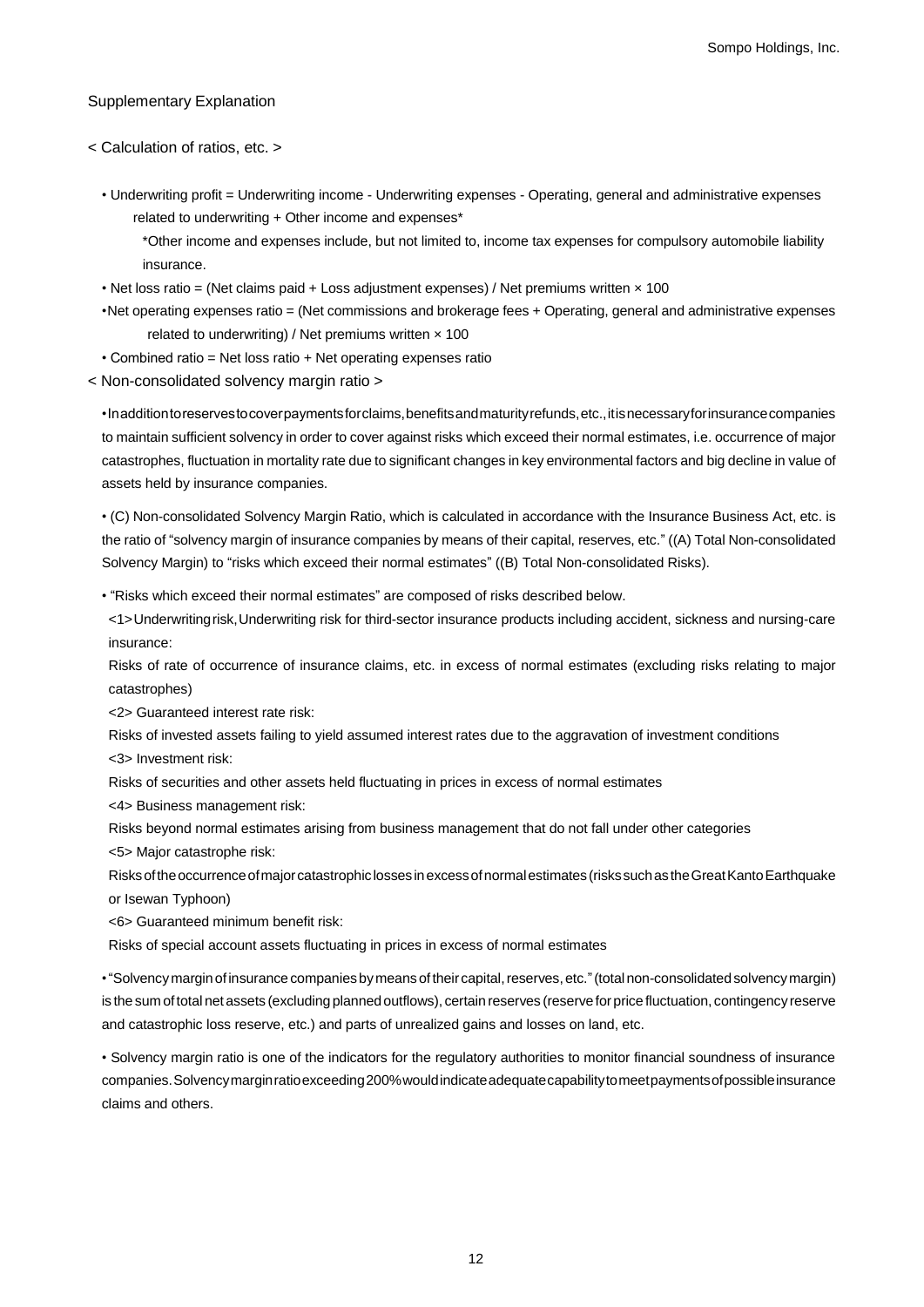## Supplementary Explanation

< Calculation of ratios, etc. >

- Underwriting profit = Underwriting income - Underwriting expenses - Operating, general and administrative expenses related to underwriting + Other income and expenses*

  *Other income and expenses include, but not limited to, income tax expenses for compulsory automobile liability insurance.

- Net loss ratio = (Net claims paid + Loss adjustment expenses) / Net premiums written × 100
- Net operating expenses ratio = (Net commissions and brokerage fees + Operating, general and administrative expenses related to underwriting) / Net premiums written × 100
- Combined ratio = Net loss ratio + Net operating expenses ratio

< Non-consolidated solvency margin ratio >

- In addition to reserves to cover payments for claims, benefits and maturity refunds, etc., it is necessary for insurance companies to maintain sufficient solvency in order to cover against risks which exceed their normal estimates, i.e. occurrence of major catastrophes, fluctuation in mortality rate due to significant changes in key environmental factors and big decline in value of assets held by insurance companies.

- (C) Non-consolidated Solvency Margin Ratio, which is calculated in accordance with the Insurance Business Act, etc. is the ratio of "solvency margin of insurance companies by means of their capital, reserves, etc." ((A) Total Non-consolidated Solvency Margin) to "risks which exceed their normal estimates" ((B) Total Non-consolidated Risks).

- "Risks which exceed their normal estimates" are composed of risks described below.

  <1> Underwriting risk, Underwriting risk for third-sector insurance products including accident, sickness and nursing-care insurance:

  Risks of rate of occurrence of insurance claims, etc. in excess of normal estimates (excluding risks relating to major catastrophes)

  <2> Guaranteed interest rate risk:

  Risks of invested assets failing to yield assumed interest rates due to the aggravation of investment conditions

  <3> Investment risk:

  Risks of securities and other assets held fluctuating in prices in excess of normal estimates

  <4> Business management risk:

  Risks beyond normal estimates arising from business management that do not fall under other categories

  <5> Major catastrophe risk:

  Risks of the occurrence of major catastrophic losses in excess of normal estimates (risks such as the Great Kanto Earthquake or Isewan Typhoon)

  <6> Guaranteed minimum benefit risk:

  Risks of special account assets fluctuating in prices in excess of normal estimates

- "Solvency margin of insurance companies by means of their capital, reserves, etc." (total non-consolidated solvency margin) is the sum of total net assets (excluding planned outflows), certain reserves (reserve for price fluctuation, contingency reserve and catastrophic loss reserve, etc.) and parts of unrealized gains and losses on land, etc.

- Solvency margin ratio is one of the indicators for the regulatory authorities to monitor financial soundness of insurance companies. Solvency margin ratio exceeding 200% would indicate adequate capability to meet payments of possible insurance claims and others.